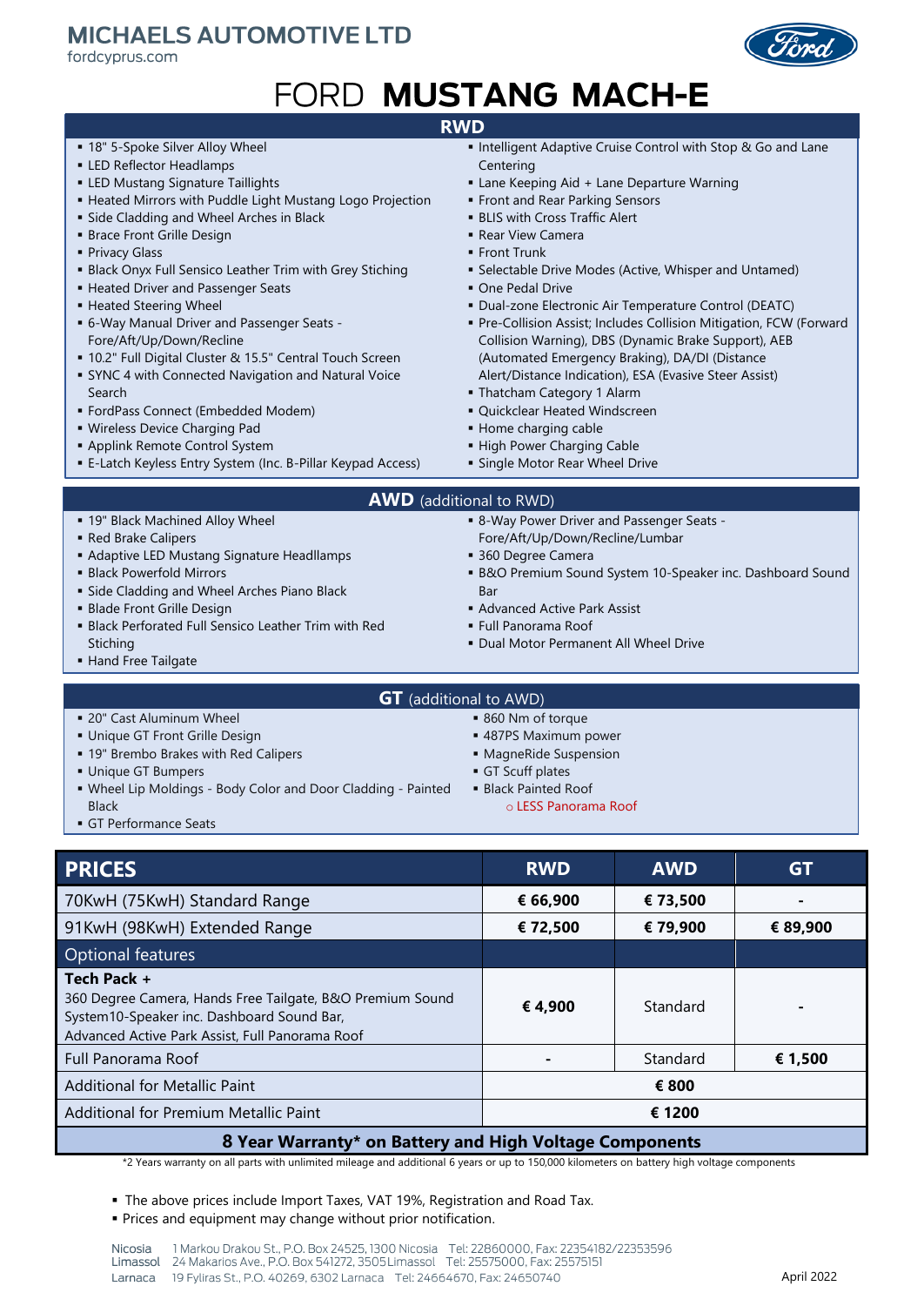# MICHAELS AUTOMOTIVE LTD

fordcyprus.com

# FORD MUSTANG MACH-E

## RWD

- 18" 5-Spoke Silver Alloy Wheel
- LED Reflector Headlamps
- LED Mustang Signature Taillights
- Heated Mirrors with Puddle Light Mustang Logo Projection
- Side Cladding and Wheel Arches in Black
- Brace Front Grille Design
- Privacy Glass
- Black Onyx Full Sensico Leather Trim with Grey Stiching
- Heated Driver and Passenger Seats
- Heated Steering Wheel
- 6-Way Manual Driver and Passenger Seats - Fore/Aft/Up/Down/Recline
- 10.2" Full Digital Cluster & 15.5" Central Touch Screen
- SYNC 4 with Connected Navigation and Natural Voice Search
- FordPass Connect (Embedded Modem)
- Wireless Device Charging Pad
- Applink Remote Control System
- E-Latch Keyless Entry System (Inc. B-Pillar Keypad Access)
- Intelligent Adaptive Cruise Control with Stop & Go and Lane Centering
- Lane Keeping Aid + Lane Departure Warning
- Front and Rear Parking Sensors
- BLIS with Cross Traffic Alert
- Rear View Camera
- Front Trunk
- Selectable Drive Modes (Active, Whisper and Untamed)
- One Pedal Drive
- Dual-zone Electronic Air Temperature Control (DEATC)
- Pre-Collision Assist; Includes Collision Mitigation, FCW (Forward Collision Warning), DBS (Dynamic Brake Support), AEB (Automated Emergency Braking), DA/DI (Distance Alert/Distance Indication), ESA (Evasive Steer Assist)
- Thatcham Category 1 Alarm
- Quickclear Heated Windscreen
- Home charging cable
- High Power Charging Cable
- Single Motor Rear Wheel Drive

## AWD (additional to RWD)

- 19" Black Machined Alloy Wheel
- Red Brake Calipers
- Adaptive LED Mustang Signature Headlamps
- Black Powerfold Mirrors
- Side Cladding and Wheel Arches Piano Black
- Blade Front Grille Design
- Black Perforated Full Sensico Leather Trim with Red Stiching
- Hand Free Tailgate
- 8-Way Power Driver and Passenger Seats - Fore/Aft/Up/Down/Recline/Lumbar
- 360 Degree Camera
- B&O Premium Sound System 10-Speaker inc. Dashboard Sound Bar
- Advanced Active Park Assist
- Full Panorama Roof
- Dual Motor Permanent All Wheel Drive

## GT (additional to AWD)

- 20" Cast Aluminum Wheel
- Unique GT Front Grille Design
- 19" Brembo Brakes with Red Calipers
- Unique GT Bumpers
- Wheel Lip Moldings - Body Color and Door Cladding - Painted Black
- GT Performance Seats
- 860 Nm of torque
- 487PS Maximum power
- MagneRide Suspension
- GT Scuff plates
- Black Painted Roof
  - LESS Panorama Roof

| PRICES | RWD | AWD | GT |
|---|---|---|---|
| 70KwH (75KwH) Standard Range | **€ 66,900** | **€ 73,500** | - |
| 91KwH (98KwH) Extended Range | **€ 72,500** | **€ 79,900** | **€ 89,900** |
| Optional features | | | |
| **Tech Pack +** 360 Degree Camera, Hands Free Tailgate, B&O Premium Sound System10-Speaker inc. Dashboard Sound Bar, Advanced Active Park Assist, Full Panorama Roof | **€ 4,900** | Standard | - |
| Full Panorama Roof | - | Standard | **€ 1,500** |
| Additional for Metallic Paint | **€ 800** | | |
| Additional for Premium Metallic Paint | **€ 1200** | | |
| **8 Year Warranty* on Battery and High Voltage Components** | | | |

*2 Years warranty on all parts with unlimited mileage and additional 6 years or up to 150,000 kilometers on battery high voltage components

- The above prices include Import Taxes, VAT 19%, Registration and Road Tax.
- Prices and equipment may change without prior notification.

Nicosia 1 Markou Drakou St., P.O. Box 24525, 1300 Nicosia Tel: 22860000, Fax: 22354182/22353596
Limassol 24 Makarios Ave., P.O. Box 541272, 3505 Limassol Tel: 25575000, Fax: 25575151
Larnaca 19 Fyliras St., P.O. 40269, 6302 Larnaca Tel: 24664670, Fax: 24650740

April 2022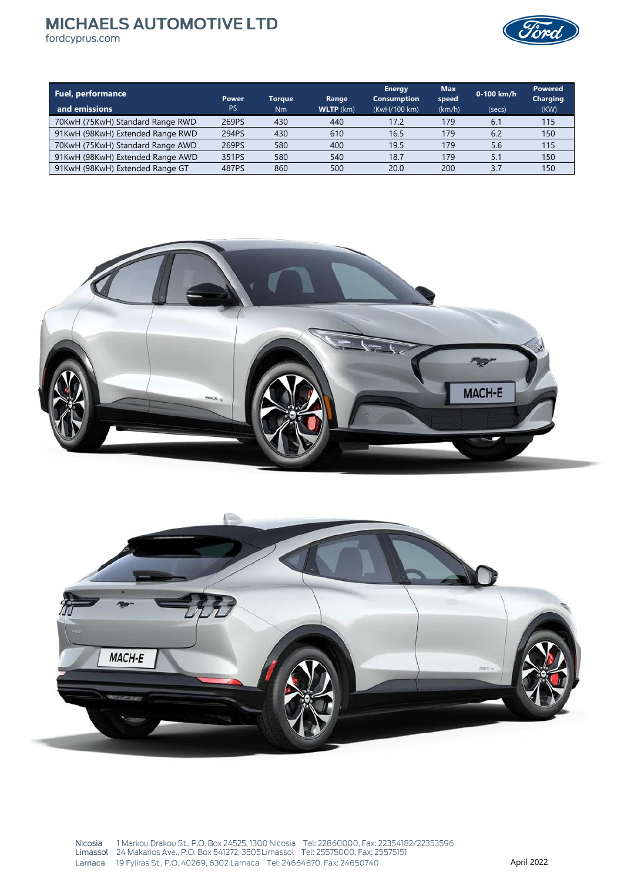# MICHAELS AUTOMOTIVE LTD

fordcyprus.com

| Fuel, performance and emissions | Power PS | Torque Nm | Range WLTP (km) | Energy Consumption (KwH/100 km) | Max speed (km/h) | 0-100 km/h (secs) | Powered Charging (KW) |
|---|---|---|---|---|---|---|---|
| 70KwH (75KwH) Standard Range RWD | 269PS | 430 | 440 | 17.2 | 179 | 6.1 | 115 |
| 91KwH (98KwH) Extended Range RWD | 294PS | 430 | 610 | 16.5 | 179 | 6.2 | 150 |
| 70KwH (75KwH) Standard Range AWD | 269PS | 580 | 400 | 19.5 | 179 | 5.6 | 115 |
| 91KwH (98KwH) Extended Range AWD | 351PS | 580 | 540 | 18.7 | 179 | 5.1 | 150 |
| 91KwH (98KwH) Extended Range GT | 487PS | 860 | 500 | 20.0 | 200 | 3.7 | 150 |

Nicosia 1 Markou Drakou St., P.O. Box 24525, 1300 Nicosia Tel: 22860000, Fax: 22354182/22353596
Limassol 24 Makarios Ave., P.O. Box 541272, 3505 Limassol Tel: 25575000, Fax: 25575151
Larnaca 19 Fyliras St., P.O. 40269, 6302 Larnaca Tel: 24664670, Fax: 24650740

April 2022